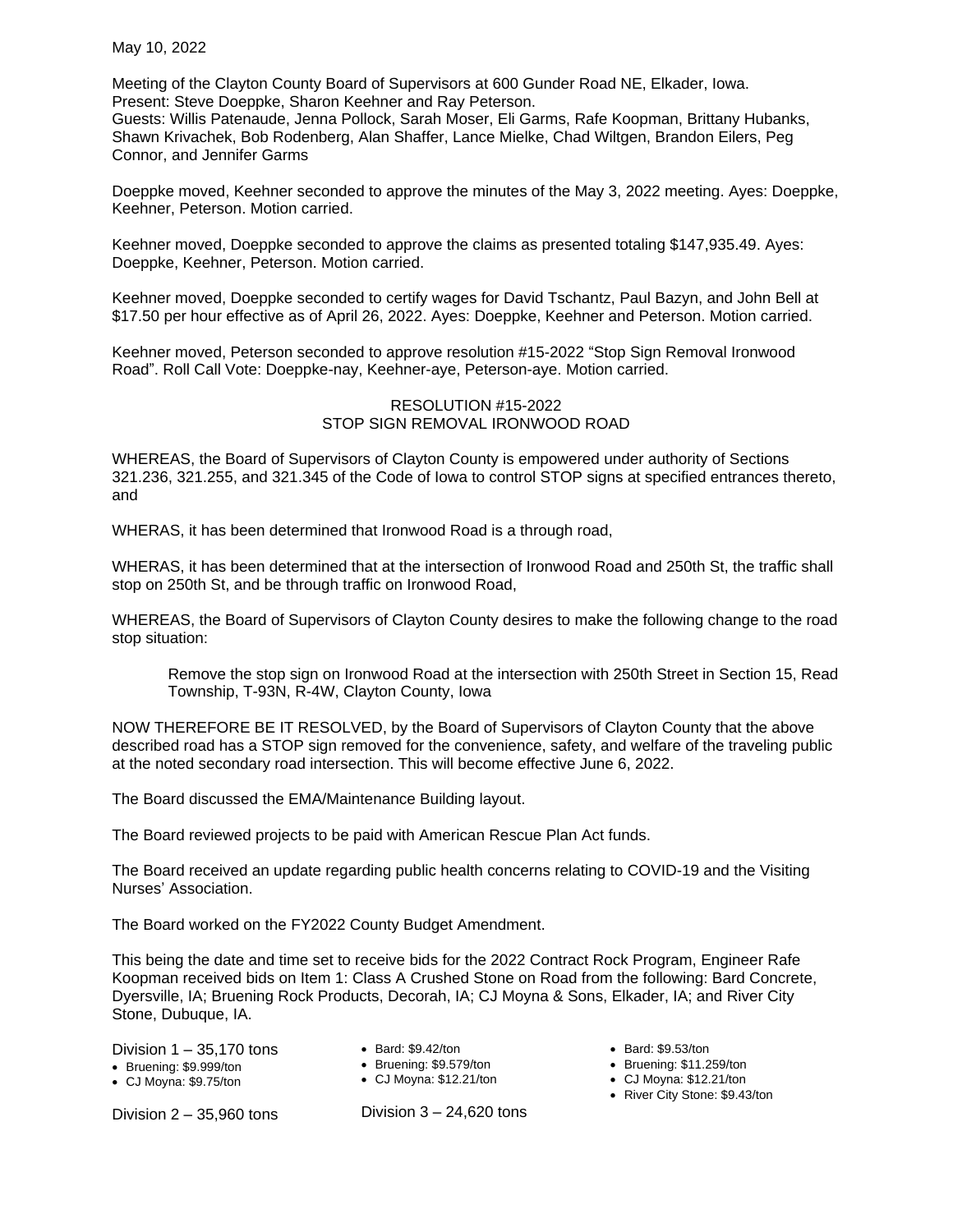May 10, 2022

Meeting of the Clayton County Board of Supervisors at 600 Gunder Road NE, Elkader, Iowa.
Present: Steve Doeppke, Sharon Keehner and Ray Peterson.
Guests: Willis Patenaude, Jenna Pollock, Sarah Moser, Eli Garms, Rafe Koopman, Brittany Hubanks, Shawn Krivachek, Bob Rodenberg, Alan Shaffer, Lance Mielke, Chad Wiltgen, Brandon Eilers, Peg Connor, and Jennifer Garms

Doeppke moved, Keehner seconded to approve the minutes of the May 3, 2022 meeting. Ayes: Doeppke, Keehner, Peterson. Motion carried.

Keehner moved, Doeppke seconded to approve the claims as presented totaling $147,935.49. Ayes: Doeppke, Keehner, Peterson. Motion carried.

Keehner moved, Doeppke seconded to certify wages for David Tschantz, Paul Bazyn, and John Bell at $17.50 per hour effective as of April 26, 2022. Ayes: Doeppke, Keehner and Peterson. Motion carried.

Keehner moved, Peterson seconded to approve resolution #15-2022 “Stop Sign Removal Ironwood Road”. Roll Call Vote: Doeppke-nay, Keehner-aye, Peterson-aye. Motion carried.

RESOLUTION #15-2022
STOP SIGN REMOVAL IRONWOOD ROAD

WHEREAS, the Board of Supervisors of Clayton County is empowered under authority of Sections 321.236, 321.255, and 321.345 of the Code of Iowa to control STOP signs at specified entrances thereto, and

WHERAS, it has been determined that Ironwood Road is a through road,

WHERAS, it has been determined that at the intersection of Ironwood Road and 250th St, the traffic shall stop on 250th St, and be through traffic on Ironwood Road,

WHEREAS, the Board of Supervisors of Clayton County desires to make the following change to the road stop situation:

> Remove the stop sign on Ironwood Road at the intersection with 250th Street in Section 15, Read Township, T-93N, R-4W, Clayton County, Iowa

NOW THEREFORE BE IT RESOLVED, by the Board of Supervisors of Clayton County that the above described road has a STOP sign removed for the convenience, safety, and welfare of the traveling public at the noted secondary road intersection. This will become effective June 6, 2022.

The Board discussed the EMA/Maintenance Building layout.

The Board reviewed projects to be paid with American Rescue Plan Act funds.

The Board received an update regarding public health concerns relating to COVID-19 and the Visiting Nurses’ Association.

The Board worked on the FY2022 County Budget Amendment.

This being the date and time set to receive bids for the 2022 Contract Rock Program, Engineer Rafe Koopman received bids on Item 1: Class A Crushed Stone on Road from the following: Bard Concrete, Dyersville, IA; Bruening Rock Products, Decorah, IA; CJ Moyna & Sons, Elkader, IA; and River City Stone, Dubuque, IA.

Division 1 – 35,170 tons
- Bruening: $9.999/ton
- CJ Moyna: $9.75/ton

Division 2 – 35,960 tons
- Bard: $9.42/ton
- Bruening: $9.579/ton
- CJ Moyna: $12.21/ton

Division 3 – 24,620 tons
- Bard: $9.53/ton
- Bruening: $11.259/ton
- CJ Moyna: $12.21/ton
- River City Stone: $9.43/ton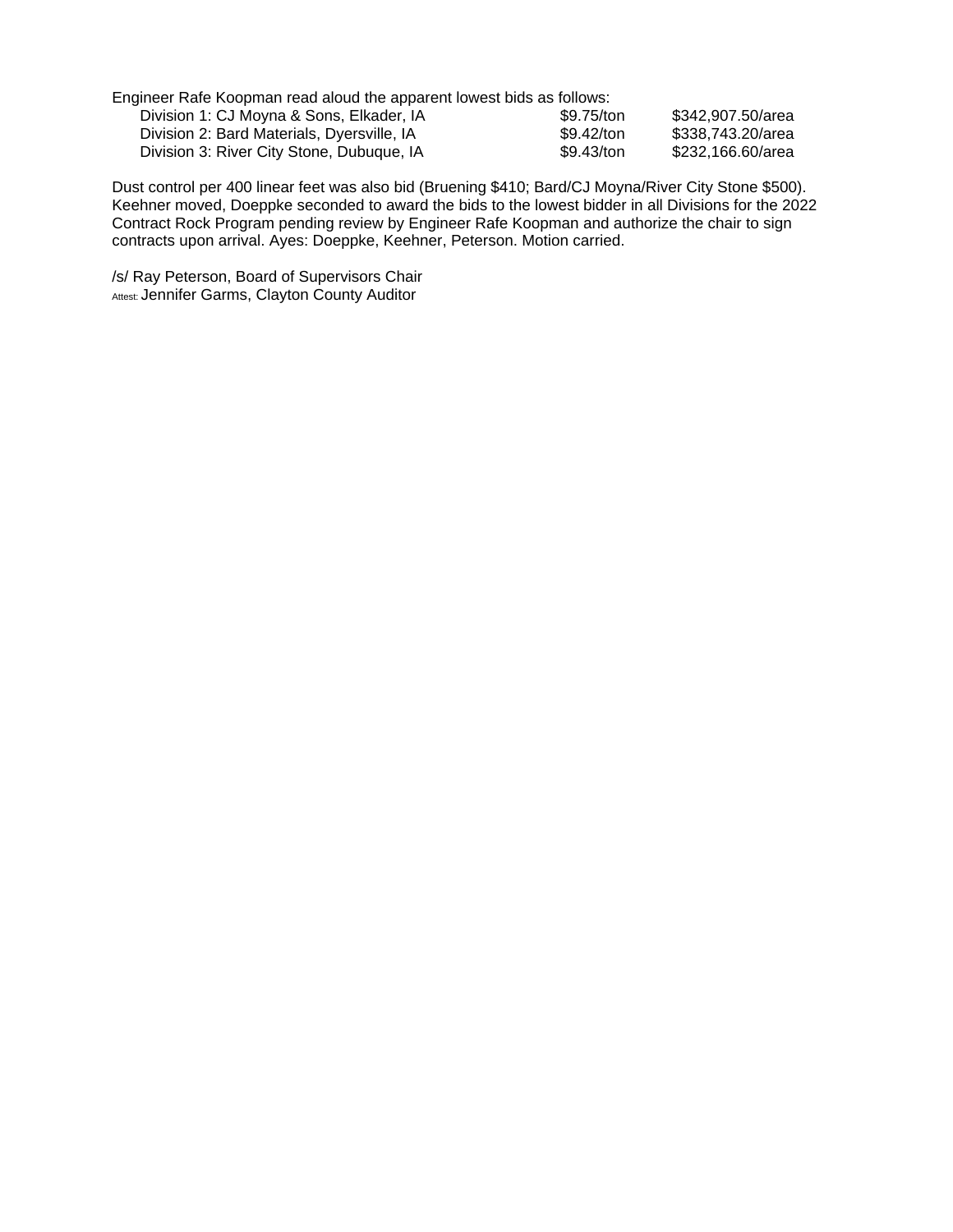Engineer Rafe Koopman read aloud the apparent lowest bids as follows:

| | | |
|---|---|---|
| Division 1: CJ Moyna & Sons, Elkader, IA | $9.75/ton | $342,907.50/area |
| Division 2: Bard Materials, Dyersville, IA | $9.42/ton | $338,743.20/area |
| Division 3: River City Stone, Dubuque, IA | $9.43/ton | $232,166.60/area |

Dust control per 400 linear feet was also bid (Bruening $410; Bard/CJ Moyna/River City Stone $500). Keehner moved, Doeppke seconded to award the bids to the lowest bidder in all Divisions for the 2022 Contract Rock Program pending review by Engineer Rafe Koopman and authorize the chair to sign contracts upon arrival. Ayes: Doeppke, Keehner, Peterson. Motion carried.

/s/ Ray Peterson, Board of Supervisors Chair
Attest: Jennifer Garms, Clayton County Auditor